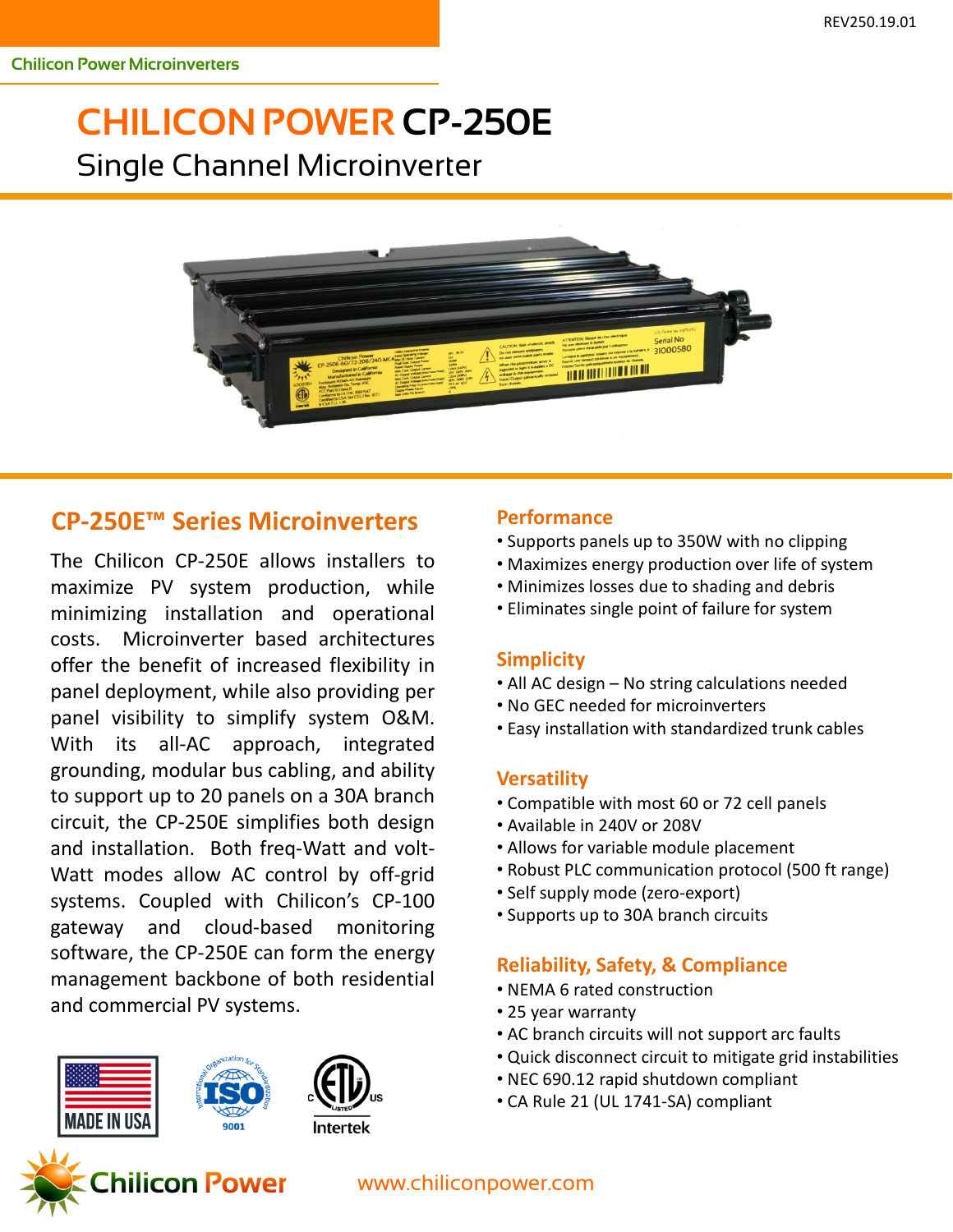REV250.19.01

Chilicon Power Microinverters

# CHILICON POWER CP-250E

## Single Channel Microinverter

## CP-250E™ Series Microinverters

The Chilicon CP-250E allows installers to maximize PV system production, while minimizing installation and operational costs. Microinverter based architectures offer the benefit of increased flexibility in panel deployment, while also providing per panel visibility to simplify system O&M. With its all-AC approach, integrated grounding, modular bus cabling, and ability to support up to 20 panels on a 30A branch circuit, the CP-250E simplifies both design and installation. Both freq-Watt and volt-Watt modes allow AC control by off-grid systems. Coupled with Chilicon's CP-100 gateway and cloud-based monitoring software, the CP-250E can form the energy management backbone of both residential and commercial PV systems.

MADE IN USA

ISO 9001

Intertek

### Performance

- Supports panels up to 350W with no clipping
- Maximizes energy production over life of system
- Minimizes losses due to shading and debris
- Eliminates single point of failure for system

### Simplicity

- All AC design – No string calculations needed
- No GEC needed for microinverters
- Easy installation with standardized trunk cables

### Versatility

- Compatible with most 60 or 72 cell panels
- Available in 240V or 208V
- Allows for variable module placement
- Robust PLC communication protocol (500 ft range)
- Self supply mode (zero-export)
- Supports up to 30A branch circuits

### Reliability, Safety, & Compliance

- NEMA 6 rated construction
- 25 year warranty
- AC branch circuits will not support arc faults
- Quick disconnect circuit to mitigate grid instabilities
- NEC 690.12 rapid shutdown compliant
- CA Rule 21 (UL 1741-SA) compliant

Chilicon Power www.chiliconpower.com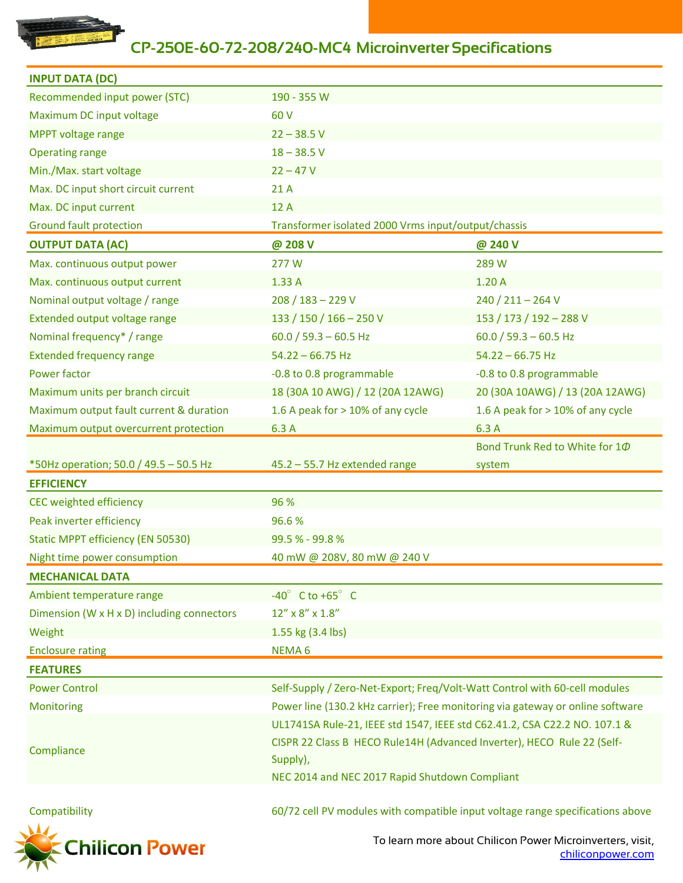## CP-250E-60-72-208/240-MC4 Microinverter Specifications

| INPUT DATA (DC) | | |
|---|---|---|
| Recommended input power (STC) | 190 - 355 W | |
| Maximum DC input voltage | 60 V | |
| MPPT voltage range | 22 – 38.5 V | |
| Operating range | 18 – 38.5 V | |
| Min./Max. start voltage | 22 – 47 V | |
| Max. DC input short circuit current | 21 A | |
| Max. DC input current | 12 A | |
| Ground fault protection | Transformer isolated 2000 Vrms input/output/chassis | |
| **OUTPUT DATA (AC)** | **@ 208 V** | **@ 240 V** |
| Max. continuous output power | 277 W | 289 W |
| Max. continuous output current | 1.33 A | 1.20 A |
| Nominal output voltage / range | 208 / 183 – 229 V | 240 / 211 – 264 V |
| Extended output voltage range | 133 / 150 / 166 – 250 V | 153 / 173 / 192 – 288 V |
| Nominal frequency* / range | 60.0 / 59.3 – 60.5 Hz | 60.0 / 59.3 – 60.5 Hz |
| Extended frequency range | 54.22 – 66.75 Hz | 54.22 – 66.75 Hz |
| Power factor | -0.8 to 0.8 programmable | -0.8 to 0.8 programmable |
| Maximum units per branch circuit | 18 (30A 10 AWG) / 12 (20A 12AWG) | 20 (30A 10AWG) / 13 (20A 12AWG) |
| Maximum output fault current & duration | 1.6 A peak for > 10% of any cycle | 1.6 A peak for > 10% of any cycle |
| Maximum output overcurrent protection | 6.3 A | 6.3 A |
| *50Hz operation; 50.0 / 49.5 – 50.5 Hz | 45.2 – 55.7 Hz extended range | Bond Trunk Red to White for 1Φ system |
| **EFFICIENCY** | | |
| CEC weighted efficiency | 96 % | |
| Peak inverter efficiency | 96.6 % | |
| Static MPPT efficiency (EN 50530) | 99.5 % - 99.8 % | |
| Night time power consumption | 40 mW @ 208V, 80 mW @ 240 V | |
| **MECHANICAL DATA** | | |
| Ambient temperature range | -40° C to +65° C | |
| Dimension (W x H x D) including connectors | 12” x 8” x 1.8” | |
| Weight | 1.55 kg (3.4 lbs) | |
| Enclosure rating | NEMA 6 | |
| **FEATURES** | | |
| Power Control | Self-Supply / Zero-Net-Export; Freq/Volt-Watt Control with 60-cell modules | |
| Monitoring | Power line (130.2 kHz carrier); Free monitoring via gateway or online software | |
| Compliance | UL1741SA Rule-21, IEEE std 1547, IEEE std C62.41.2, CSA C22.2 NO. 107.1 & CISPR 22 Class B HECO Rule14H (Advanced Inverter), HECO Rule 22 (Self-Supply), NEC 2014 and NEC 2017 Rapid Shutdown Compliant | |
| Compatibility | 60/72 cell PV modules with compatible input voltage range specifications above | |

Chilicon Power

To learn more about Chilicon Power Microinverters, visit, chiliconpower.com